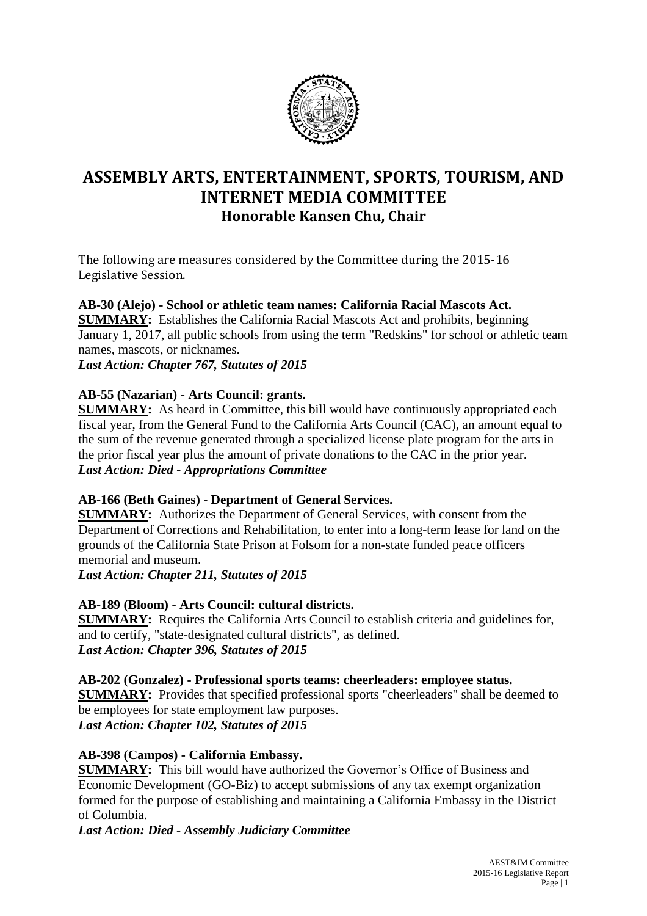# ASSEMBLY ARTS, ENTERTAINMENT, SPORTS, TOURISM, AND INTERNET MEDIA COMMITTEE

## Honorable Kansen Chu, Chair

The following are measures considered by the Committee during the 2015-16 Legislative Session.

**AB-30 (Alejo) - School or athletic team names: California Racial Mascots Act.**
**SUMMARY:** Establishes the California Racial Mascots Act and prohibits, beginning January 1, 2017, all public schools from using the term "Redskins" for school or athletic team names, mascots, or nicknames.
***Last Action: Chapter 767, Statutes of 2015***

**AB-55 (Nazarian) - Arts Council: grants.**
**SUMMARY:** As heard in Committee, this bill would have continuously appropriated each fiscal year, from the General Fund to the California Arts Council (CAC), an amount equal to the sum of the revenue generated through a specialized license plate program for the arts in the prior fiscal year plus the amount of private donations to the CAC in the prior year.
***Last Action: Died - Appropriations Committee***

**AB-166 (Beth Gaines) - Department of General Services.**
**SUMMARY:** Authorizes the Department of General Services, with consent from the Department of Corrections and Rehabilitation, to enter into a long-term lease for land on the grounds of the California State Prison at Folsom for a non-state funded peace officers memorial and museum.
***Last Action: Chapter 211, Statutes of 2015***

**AB-189 (Bloom) - Arts Council: cultural districts.**
**SUMMARY:** Requires the California Arts Council to establish criteria and guidelines for, and to certify, "state-designated cultural districts", as defined.
***Last Action: Chapter 396, Statutes of 2015***

**AB-202 (Gonzalez) - Professional sports teams: cheerleaders: employee status.**
**SUMMARY:** Provides that specified professional sports "cheerleaders" shall be deemed to be employees for state employment law purposes.
***Last Action: Chapter 102, Statutes of 2015***

**AB-398 (Campos) - California Embassy.**
**SUMMARY:** This bill would have authorized the Governor's Office of Business and Economic Development (GO-Biz) to accept submissions of any tax exempt organization formed for the purpose of establishing and maintaining a California Embassy in the District of Columbia.
***Last Action: Died - Assembly Judiciary Committee***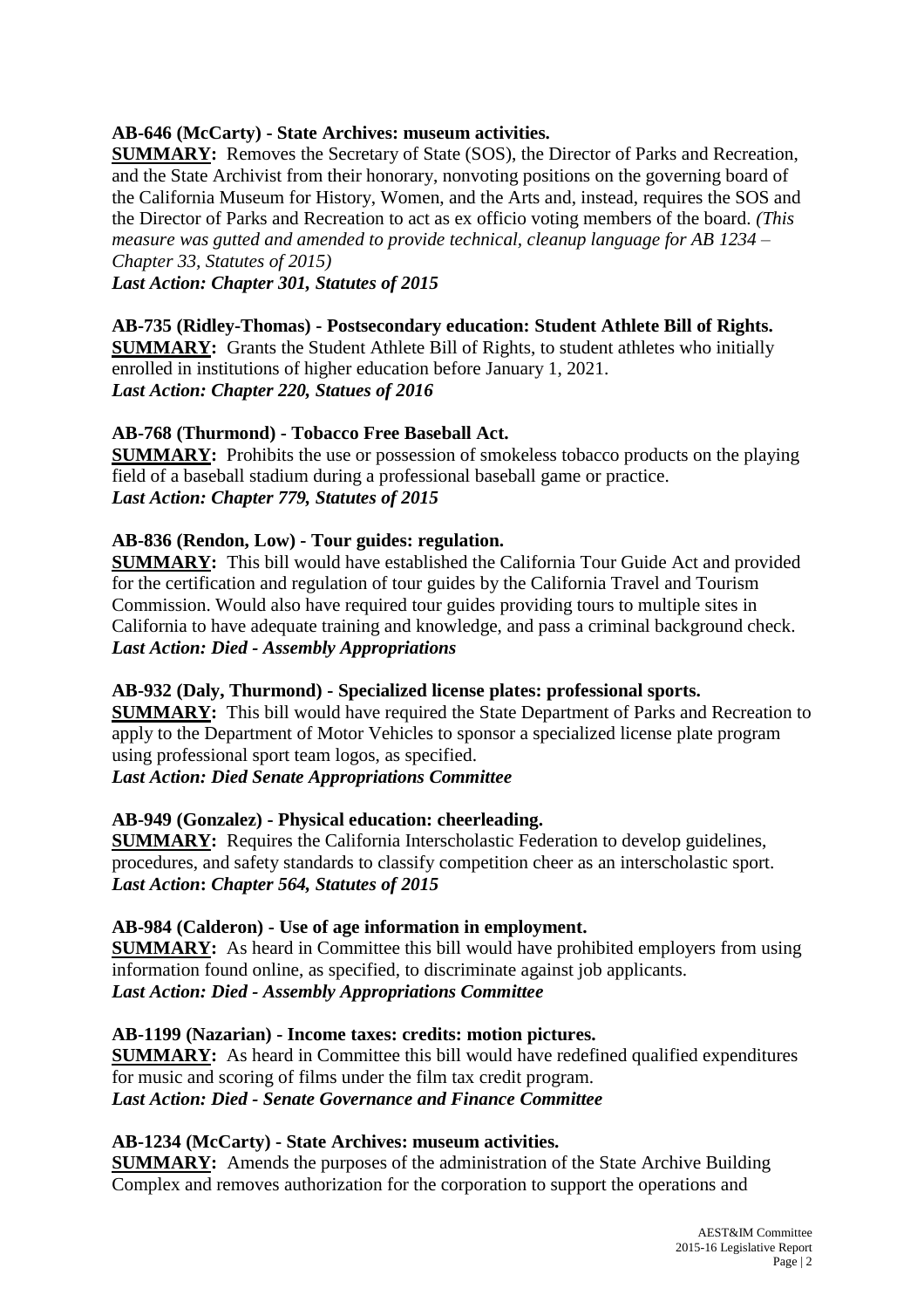**AB-646 (McCarty) - State Archives: museum activities.**
**SUMMARY:** Removes the Secretary of State (SOS), the Director of Parks and Recreation, and the State Archivist from their honorary, nonvoting positions on the governing board of the California Museum for History, Women, and the Arts and, instead, requires the SOS and the Director of Parks and Recreation to act as ex officio voting members of the board. *(This measure was gutted and amended to provide technical, cleanup language for AB 1234 – Chapter 33, Statutes of 2015)*
***Last Action: Chapter 301, Statutes of 2015***

**AB-735 (Ridley-Thomas) - Postsecondary education: Student Athlete Bill of Rights.**
**SUMMARY:** Grants the Student Athlete Bill of Rights, to student athletes who initially enrolled in institutions of higher education before January 1, 2021.
***Last Action: Chapter 220, Statues of 2016***

**AB-768 (Thurmond) - Tobacco Free Baseball Act.**
**SUMMARY:** Prohibits the use or possession of smokeless tobacco products on the playing field of a baseball stadium during a professional baseball game or practice.
***Last Action: Chapter 779, Statutes of 2015***

**AB-836 (Rendon, Low) - Tour guides: regulation.**
**SUMMARY:** This bill would have established the California Tour Guide Act and provided for the certification and regulation of tour guides by the California Travel and Tourism Commission. Would also have required tour guides providing tours to multiple sites in California to have adequate training and knowledge, and pass a criminal background check.
***Last Action: Died - Assembly Appropriations***

**AB-932 (Daly, Thurmond) - Specialized license plates: professional sports.**
**SUMMARY:** This bill would have required the State Department of Parks and Recreation to apply to the Department of Motor Vehicles to sponsor a specialized license plate program using professional sport team logos, as specified.
***Last Action: Died Senate Appropriations Committee***

**AB-949 (Gonzalez) - Physical education: cheerleading.**
**SUMMARY:** Requires the California Interscholastic Federation to develop guidelines, procedures, and safety standards to classify competition cheer as an interscholastic sport.
***Last Action: Chapter 564, Statutes of 2015***

**AB-984 (Calderon) - Use of age information in employment.**
**SUMMARY:** As heard in Committee this bill would have prohibited employers from using information found online, as specified, to discriminate against job applicants.
***Last Action: Died - Assembly Appropriations Committee***

**AB-1199 (Nazarian) - Income taxes: credits: motion pictures.**
**SUMMARY:** As heard in Committee this bill would have redefined qualified expenditures for music and scoring of films under the film tax credit program.
***Last Action: Died - Senate Governance and Finance Committee***

**AB-1234 (McCarty) - State Archives: museum activities.**
**SUMMARY:** Amends the purposes of the administration of the State Archive Building Complex and removes authorization for the corporation to support the operations and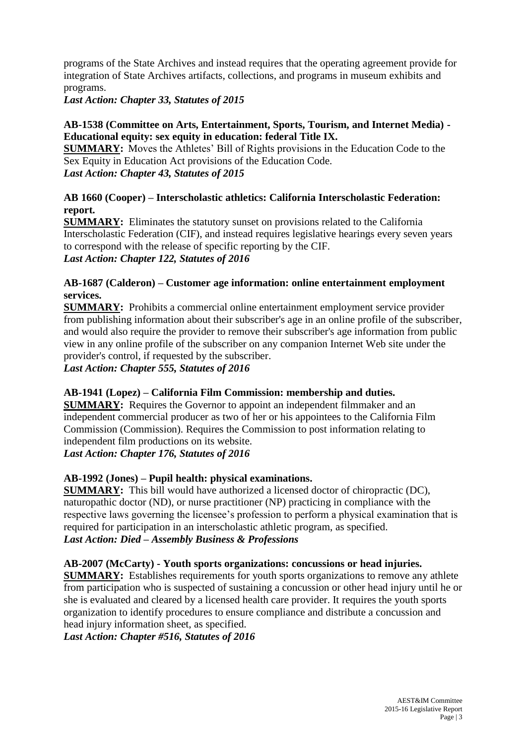programs of the State Archives and instead requires that the operating agreement provide for integration of State Archives artifacts, collections, and programs in museum exhibits and programs.

***Last Action: Chapter 33, Statutes of 2015***

**AB-1538 (Committee on Arts, Entertainment, Sports, Tourism, and Internet Media) - Educational equity: sex equity in education: federal Title IX.**

**SUMMARY:** Moves the Athletes' Bill of Rights provisions in the Education Code to the Sex Equity in Education Act provisions of the Education Code.

***Last Action: Chapter 43, Statutes of 2015***

**AB 1660 (Cooper) – Interscholastic athletics: California Interscholastic Federation: report.**

**SUMMARY:** Eliminates the statutory sunset on provisions related to the California Interscholastic Federation (CIF), and instead requires legislative hearings every seven years to correspond with the release of specific reporting by the CIF.

***Last Action: Chapter 122, Statutes of 2016***

**AB-1687 (Calderon) – Customer age information: online entertainment employment services.**

**SUMMARY:** Prohibits a commercial online entertainment employment service provider from publishing information about their subscriber's age in an online profile of the subscriber, and would also require the provider to remove their subscriber's age information from public view in any online profile of the subscriber on any companion Internet Web site under the provider's control, if requested by the subscriber.

***Last Action: Chapter 555, Statutes of 2016***

**AB-1941 (Lopez) – California Film Commission: membership and duties.**

**SUMMARY:** Requires the Governor to appoint an independent filmmaker and an independent commercial producer as two of her or his appointees to the California Film Commission (Commission). Requires the Commission to post information relating to independent film productions on its website.

***Last Action: Chapter 176, Statutes of 2016***

**AB-1992 (Jones) – Pupil health: physical examinations.**

**SUMMARY:** This bill would have authorized a licensed doctor of chiropractic (DC), naturopathic doctor (ND), or nurse practitioner (NP) practicing in compliance with the respective laws governing the licensee's profession to perform a physical examination that is required for participation in an interscholastic athletic program, as specified.

***Last Action: Died – Assembly Business & Professions***

**AB-2007 (McCarty) - Youth sports organizations: concussions or head injuries.**

**SUMMARY:** Establishes requirements for youth sports organizations to remove any athlete from participation who is suspected of sustaining a concussion or other head injury until he or she is evaluated and cleared by a licensed health care provider. It requires the youth sports organization to identify procedures to ensure compliance and distribute a concussion and head injury information sheet, as specified.

***Last Action: Chapter #516, Statutes of 2016***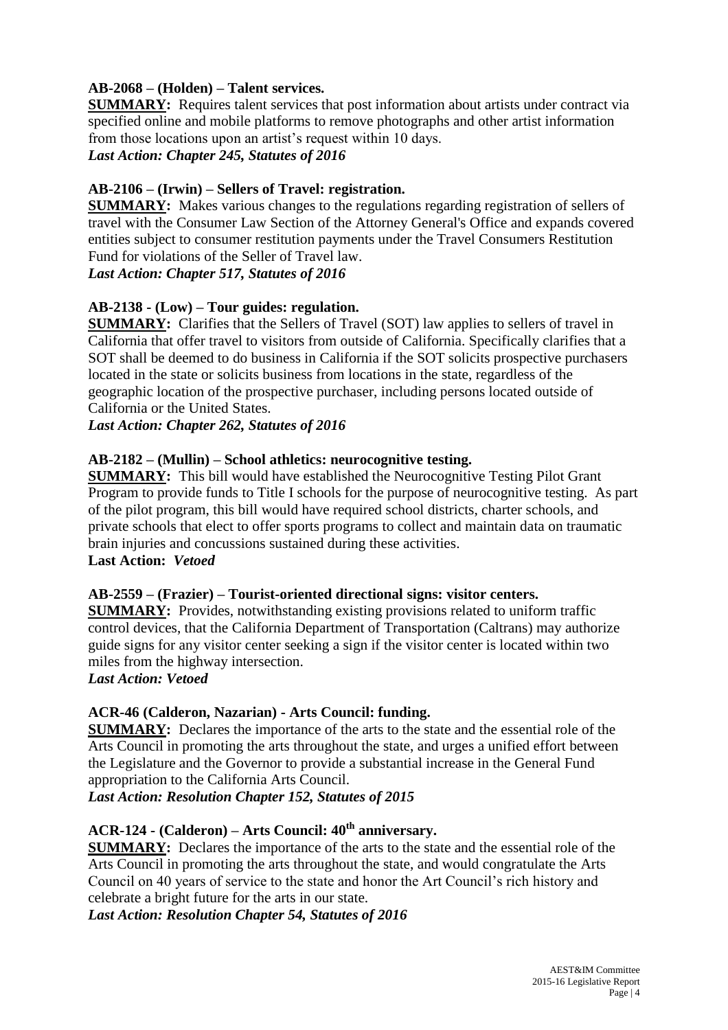**AB-2068 – (Holden) – Talent services.**
**SUMMARY:** Requires talent services that post information about artists under contract via specified online and mobile platforms to remove photographs and other artist information from those locations upon an artist's request within 10 days.
***Last Action: Chapter 245, Statutes of 2016***

**AB-2106 – (Irwin) – Sellers of Travel: registration.**
**SUMMARY:** Makes various changes to the regulations regarding registration of sellers of travel with the Consumer Law Section of the Attorney General's Office and expands covered entities subject to consumer restitution payments under the Travel Consumers Restitution Fund for violations of the Seller of Travel law.
***Last Action: Chapter 517, Statutes of 2016***

**AB-2138 - (Low) – Tour guides: regulation.**
**SUMMARY:** Clarifies that the Sellers of Travel (SOT) law applies to sellers of travel in California that offer travel to visitors from outside of California. Specifically clarifies that a SOT shall be deemed to do business in California if the SOT solicits prospective purchasers located in the state or solicits business from locations in the state, regardless of the geographic location of the prospective purchaser, including persons located outside of California or the United States.
***Last Action: Chapter 262, Statutes of 2016***

**AB-2182 – (Mullin) – School athletics: neurocognitive testing.**
**SUMMARY:** This bill would have established the Neurocognitive Testing Pilot Grant Program to provide funds to Title I schools for the purpose of neurocognitive testing. As part of the pilot program, this bill would have required school districts, charter schools, and private schools that elect to offer sports programs to collect and maintain data on traumatic brain injuries and concussions sustained during these activities.
**Last Action:** ***Vetoed***

**AB-2559 – (Frazier) – Tourist-oriented directional signs: visitor centers.**
**SUMMARY:** Provides, notwithstanding existing provisions related to uniform traffic control devices, that the California Department of Transportation (Caltrans) may authorize guide signs for any visitor center seeking a sign if the visitor center is located within two miles from the highway intersection.
***Last Action: Vetoed***

**ACR-46 (Calderon, Nazarian) - Arts Council: funding.**
**SUMMARY:** Declares the importance of the arts to the state and the essential role of the Arts Council in promoting the arts throughout the state, and urges a unified effort between the Legislature and the Governor to provide a substantial increase in the General Fund appropriation to the California Arts Council.
***Last Action: Resolution Chapter 152, Statutes of 2015***

**ACR-124 - (Calderon) – Arts Council: 40th anniversary.**
**SUMMARY:** Declares the importance of the arts to the state and the essential role of the Arts Council in promoting the arts throughout the state, and would congratulate the Arts Council on 40 years of service to the state and honor the Art Council's rich history and celebrate a bright future for the arts in our state.
***Last Action: Resolution Chapter 54, Statutes of 2016***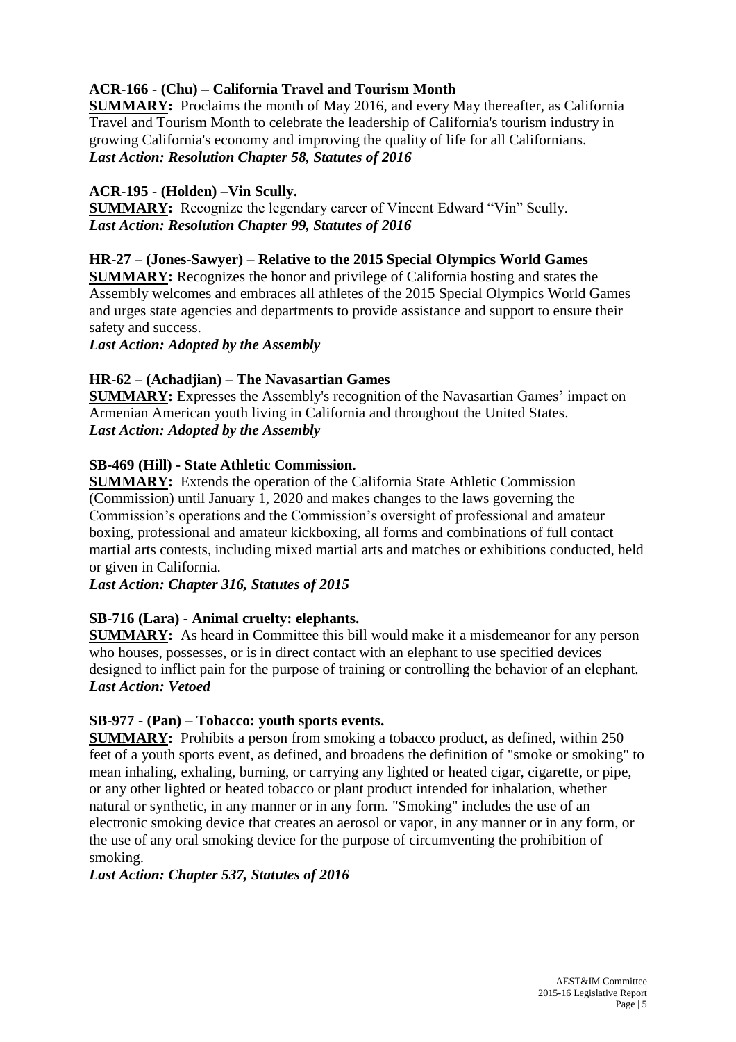**ACR-166 - (Chu) – California Travel and Tourism Month**

**SUMMARY:** Proclaims the month of May 2016, and every May thereafter, as California Travel and Tourism Month to celebrate the leadership of California's tourism industry in growing California's economy and improving the quality of life for all Californians.
***Last Action: Resolution Chapter 58, Statutes of 2016***

**ACR-195 - (Holden) –Vin Scully.**

**SUMMARY:** Recognize the legendary career of Vincent Edward "Vin" Scully.
***Last Action: Resolution Chapter 99, Statutes of 2016***

**HR-27 – (Jones-Sawyer) – Relative to the 2015 Special Olympics World Games**

**SUMMARY:** Recognizes the honor and privilege of California hosting and states the Assembly welcomes and embraces all athletes of the 2015 Special Olympics World Games and urges state agencies and departments to provide assistance and support to ensure their safety and success.
***Last Action: Adopted by the Assembly***

**HR-62 – (Achadjian) – The Navasartian Games**

**SUMMARY:** Expresses the Assembly's recognition of the Navasartian Games' impact on Armenian American youth living in California and throughout the United States.
***Last Action: Adopted by the Assembly***

**SB-469 (Hill) - State Athletic Commission.**

**SUMMARY:** Extends the operation of the California State Athletic Commission (Commission) until January 1, 2020 and makes changes to the laws governing the Commission's operations and the Commission's oversight of professional and amateur boxing, professional and amateur kickboxing, all forms and combinations of full contact martial arts contests, including mixed martial arts and matches or exhibitions conducted, held or given in California.
***Last Action: Chapter 316, Statutes of 2015***

**SB-716 (Lara) - Animal cruelty: elephants.**

**SUMMARY:** As heard in Committee this bill would make it a misdemeanor for any person who houses, possesses, or is in direct contact with an elephant to use specified devices designed to inflict pain for the purpose of training or controlling the behavior of an elephant.
***Last Action: Vetoed***

**SB-977 - (Pan) – Tobacco: youth sports events.**

**SUMMARY:** Prohibits a person from smoking a tobacco product, as defined, within 250 feet of a youth sports event, as defined, and broadens the definition of "smoke or smoking" to mean inhaling, exhaling, burning, or carrying any lighted or heated cigar, cigarette, or pipe, or any other lighted or heated tobacco or plant product intended for inhalation, whether natural or synthetic, in any manner or in any form. "Smoking" includes the use of an electronic smoking device that creates an aerosol or vapor, in any manner or in any form, or the use of any oral smoking device for the purpose of circumventing the prohibition of smoking.
***Last Action: Chapter 537, Statutes of 2016***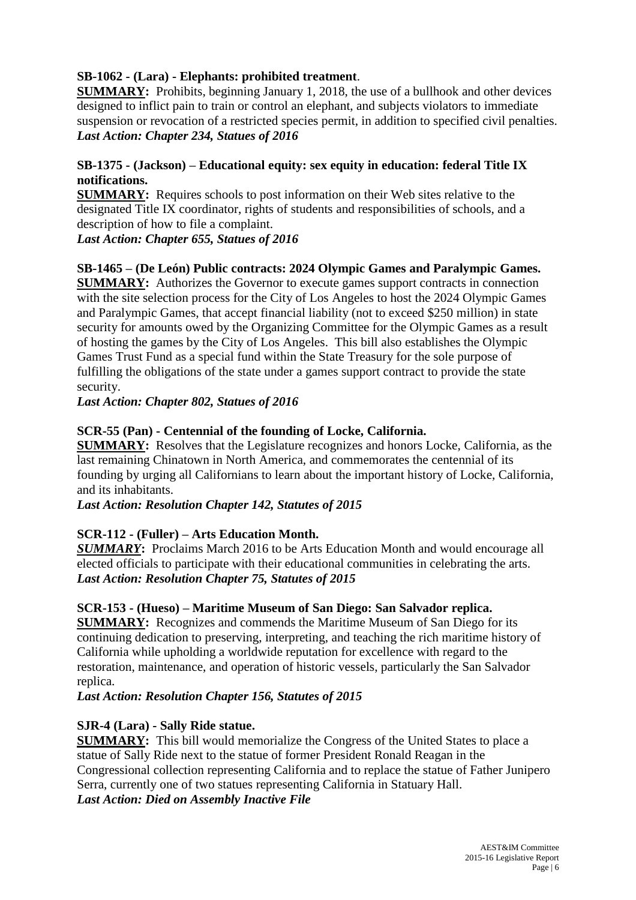**SB-1062 - (Lara) - Elephants: prohibited treatment**.

**SUMMARY:** Prohibits, beginning January 1, 2018, the use of a bullhook and other devices designed to inflict pain to train or control an elephant, and subjects violators to immediate suspension or revocation of a restricted species permit, in addition to specified civil penalties.

***Last Action: Chapter 234, Statues of 2016***

**SB-1375 - (Jackson) – Educational equity: sex equity in education: federal Title IX notifications.**

**SUMMARY:** Requires schools to post information on their Web sites relative to the designated Title IX coordinator, rights of students and responsibilities of schools, and a description of how to file a complaint.

***Last Action: Chapter 655, Statues of 2016***

**SB-1465 – (De León) Public contracts: 2024 Olympic Games and Paralympic Games.**

**SUMMARY:** Authorizes the Governor to execute games support contracts in connection with the site selection process for the City of Los Angeles to host the 2024 Olympic Games and Paralympic Games, that accept financial liability (not to exceed $250 million) in state security for amounts owed by the Organizing Committee for the Olympic Games as a result of hosting the games by the City of Los Angeles. This bill also establishes the Olympic Games Trust Fund as a special fund within the State Treasury for the sole purpose of fulfilling the obligations of the state under a games support contract to provide the state security.

***Last Action: Chapter 802, Statues of 2016***

**SCR-55 (Pan) - Centennial of the founding of Locke, California.**

**SUMMARY:** Resolves that the Legislature recognizes and honors Locke, California, as the last remaining Chinatown in North America, and commemorates the centennial of its founding by urging all Californians to learn about the important history of Locke, California, and its inhabitants.

***Last Action: Resolution Chapter 142, Statutes of 2015***

**SCR-112 - (Fuller) – Arts Education Month.**

***SUMMARY*:** Proclaims March 2016 to be Arts Education Month and would encourage all elected officials to participate with their educational communities in celebrating the arts.

***Last Action: Resolution Chapter 75, Statutes of 2015***

**SCR-153 - (Hueso) – Maritime Museum of San Diego: San Salvador replica.**

**SUMMARY:** Recognizes and commends the Maritime Museum of San Diego for its continuing dedication to preserving, interpreting, and teaching the rich maritime history of California while upholding a worldwide reputation for excellence with regard to the restoration, maintenance, and operation of historic vessels, particularly the San Salvador replica.

***Last Action: Resolution Chapter 156, Statutes of 2015***

**SJR-4 (Lara) - Sally Ride statue.**

**SUMMARY:** This bill would memorialize the Congress of the United States to place a statue of Sally Ride next to the statue of former President Ronald Reagan in the Congressional collection representing California and to replace the statue of Father Junipero Serra, currently one of two statues representing California in Statuary Hall.

***Last Action: Died on Assembly Inactive File***